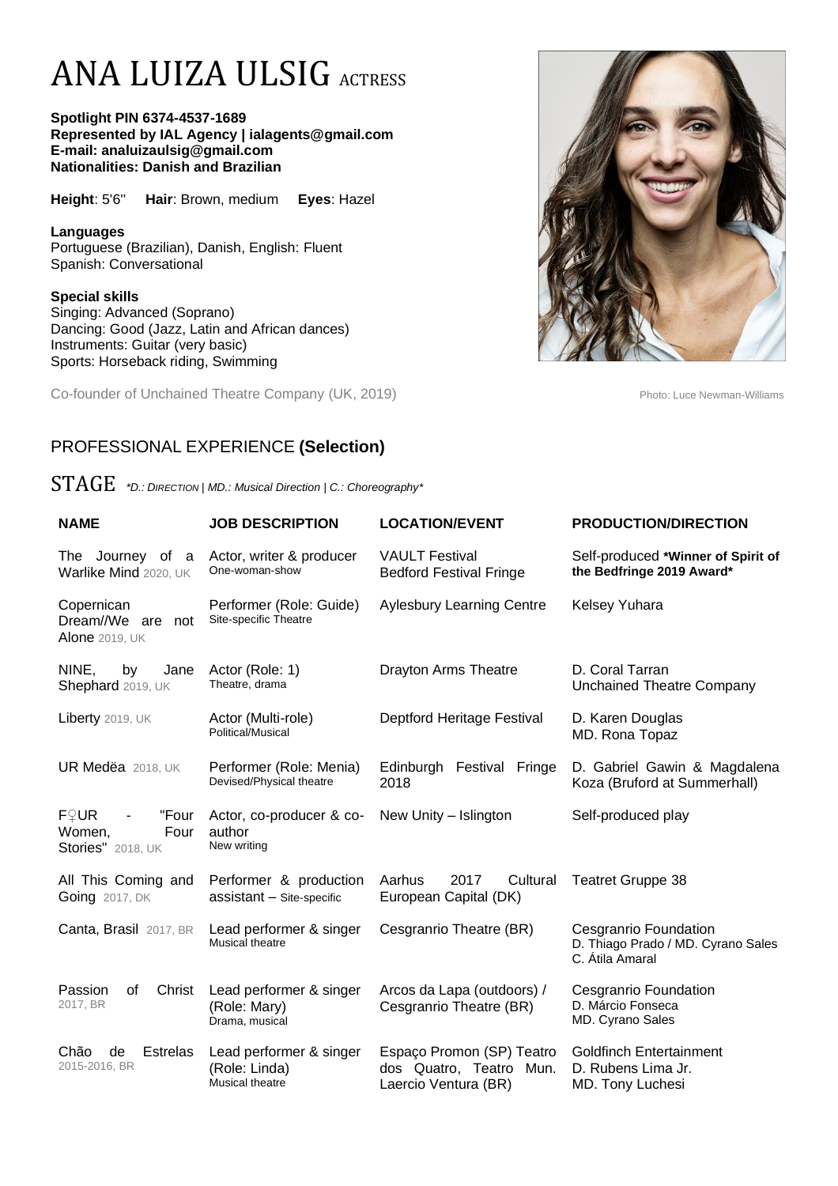# ANA LUIZA ULSIG ACTRESS

**Spotlight PIN 6374-4537-1689**
**Represented by IAL Agency | ialagents@gmail.com**
**E-mail: analuizaulsig@gmail.com**
**Nationalities: Danish and Brazilian**

**Height**: 5'6" **Hair**: Brown, medium **Eyes**: Hazel

**Languages**
Portuguese (Brazilian), Danish, English: Fluent
Spanish: Conversational

**Special skills**
Singing: Advanced (Soprano)
Dancing: Good (Jazz, Latin and African dances)
Instruments: Guitar (very basic)
Sports: Horseback riding, Swimming

Co-founder of Unchained Theatre Company (UK, 2019)

Photo: Luce Newman-Williams

## PROFESSIONAL EXPERIENCE **(Selection)**

### STAGE *D.: DIRECTION | MD.: Musical Direction | C.: Choreography*

| **NAME** | **JOB DESCRIPTION** | **LOCATION/EVENT** | **PRODUCTION/DIRECTION** |
|---|---|---|---|
| The Journey of a Warlike Mind 2020, UK | Actor, writer & producer<br>One-woman-show | VAULT Festival<br>Bedford Festival Fringe | Self-produced **\*Winner of Spirit of the Bedfringe 2019 Award\*** |
| Copernican Dream//We are not Alone 2019, UK | Performer (Role: Guide)<br>Site-specific Theatre | Aylesbury Learning Centre | Kelsey Yuhara |
| NINE, by Jane Shephard 2019, UK | Actor (Role: 1)<br>Theatre, drama | Drayton Arms Theatre | D. Coral Tarran<br>Unchained Theatre Company |
| Liberty 2019, UK | Actor (Multi-role)<br>Political/Musical | Deptford Heritage Festival | D. Karen Douglas<br>MD. Rona Topaz |
| UR Medëa 2018, UK | Performer (Role: Menia)<br>Devised/Physical theatre | Edinburgh Festival Fringe 2018 | D. Gabriel Gawin & Magdalena Koza (Bruford at Summerhall) |
| F♀UR - "Four Women, Four Stories" 2018, UK | Actor, co-producer & co-author<br>New writing | New Unity – Islington | Self-produced play |
| All This Coming and Going 2017, DK | Performer & production assistant – Site-specific | Aarhus 2017 Cultural European Capital (DK) | Teatret Gruppe 38 |
| Canta, Brasil 2017, BR | Lead performer & singer<br>Musical theatre | Cesgranrio Theatre (BR) | Cesgranrio Foundation<br>D. Thiago Prado / MD. Cyrano Sales<br>C. Átila Amaral |
| Passion of Christ 2017, BR | Lead performer & singer (Role: Mary)<br>Drama, musical | Arcos da Lapa (outdoors) / Cesgranrio Theatre (BR) | Cesgranrio Foundation<br>D. Márcio Fonseca<br>MD. Cyrano Sales |
| Chão de Estrelas 2015-2016, BR | Lead performer & singer (Role: Linda)<br>Musical theatre | Espaço Promon (SP) Teatro dos Quatro, Teatro Mun. Laercio Ventura (BR) | Goldfinch Entertainment<br>D. Rubens Lima Jr.<br>MD. Tony Luchesi |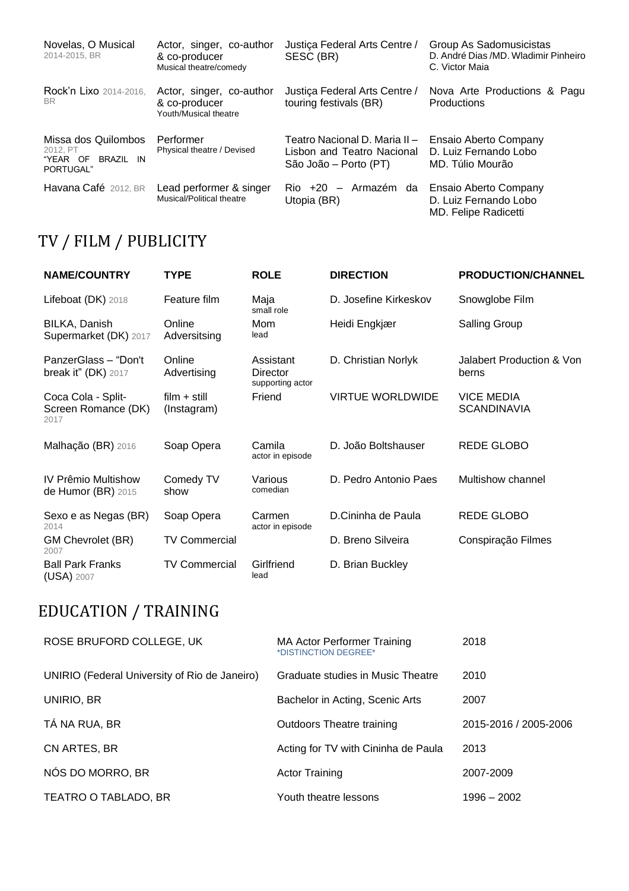| | | | |
|---|---|---|---|
| Novelas, O Musical 2014-2015, BR | Actor, singer, co-author & co-producer Musical theatre/comedy | Justiça Federal Arts Centre / SESC (BR) | Group As Sadomusicistas D. André Dias /MD. Wladimir Pinheiro C. Victor Maia |
| Rock'n Lixo 2014-2016, BR | Actor, singer, co-author & co-producer Youth/Musical theatre | Justiça Federal Arts Centre / touring festivals (BR) | Nova Arte Productions & Pagu Productions |
| Missa dos Quilombos 2012, PT "YEAR OF BRAZIL IN PORTUGAL" | Performer Physical theatre / Devised | Teatro Nacional D. Maria II – Lisbon and Teatro Nacional São João – Porto (PT) | Ensaio Aberto Company D. Luiz Fernando Lobo MD. Túlio Mourão |
| Havana Café 2012, BR | Lead performer & singer Musical/Political theatre | Rio +20 – Armazém da Utopia (BR) | Ensaio Aberto Company D. Luiz Fernando Lobo MD. Felipe Radicetti |

## TV / FILM / PUBLICITY

| NAME/COUNTRY | TYPE | ROLE | DIRECTION | PRODUCTION/CHANNEL |
|---|---|---|---|---|
| Lifeboat (DK) 2018 | Feature film | Maja small role | D. Josefine Kirkeskov | Snowglobe Film |
| BILKA, Danish Supermarket (DK) 2017 | Online Adversitsing | Mom lead | Heidi Engkjær | Salling Group |
| PanzerGlass – "Don't break it" (DK) 2017 | Online Advertising | Assistant Director supporting actor | D. Christian Norlyk | Jalabert Production & Von berns |
| Coca Cola - Split-Screen Romance (DK) 2017 | film + still (Instagram) | Friend | VIRTUE WORLDWIDE | VICE MEDIA SCANDINAVIA |
| Malhação (BR) 2016 | Soap Opera | Camila actor in episode | D. João Boltshauser | REDE GLOBO |
| IV Prêmio Multishow de Humor (BR) 2015 | Comedy TV show | Various comedian | D. Pedro Antonio Paes | Multishow channel |
| Sexo e as Negas (BR) 2014 | Soap Opera | Carmen actor in episode | D.Cininha de Paula | REDE GLOBO |
| GM Chevrolet (BR) 2007 | TV Commercial | | D. Breno Silveira | Conspiração Filmes |
| Ball Park Franks (USA) 2007 | TV Commercial | Girlfriend lead | D. Brian Buckley | |

## EDUCATION / TRAINING

| | | |
|---|---|---|
| ROSE BRUFORD COLLEGE, UK | MA Actor Performer Training *DISTINCTION DEGREE* | 2018 |
| UNIRIO (Federal University of Rio de Janeiro) | Graduate studies in Music Theatre | 2010 |
| UNIRIO, BR | Bachelor in Acting, Scenic Arts | 2007 |
| TÁ NA RUA, BR | Outdoors Theatre training | 2015-2016 / 2005-2006 |
| CN ARTES, BR | Acting for TV with Cininha de Paula | 2013 |
| NÓS DO MORRO, BR | Actor Training | 2007-2009 |
| TEATRO O TABLADO, BR | Youth theatre lessons | 1996 – 2002 |